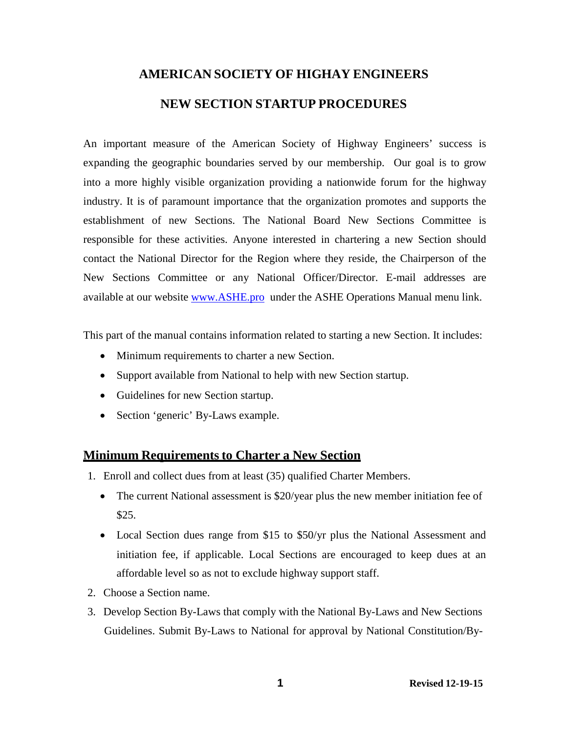# AMERICAN SOCIETY OF HIGHAY ENGINEERS

# NEW SECTION STARTUP PROCEDURES

An important measure of the American Society of Highway Engineers' success is expanding the geographic boundaries served by our membership. Our goal is to grow into a more highly visible organization providing a nationwide forum for the highway industry. It is of paramount importance that the organization promotes and supports the establishment of new Sections. The National Board New Sections Committee is responsible for these activities. Anyone interested in chartering a new Section should contact the National Director for the Region where they reside, the Chairperson of the New Sections Committee or any National Officer/Director. E-mail addresses are available at our website [www.ASHE.pro](http://www.ASHE.pro) under the ASHE Operations Manual menu link.

This part of the manual contains information related to starting a new Section. It includes:

- Minimum requirements to charter a new Section.
- Support available from National to help with new Section startup.
- Guidelines for new Section startup.
- Section 'generic' By-Laws example.

## Minimum Requirements to Charter a New Section

1. Enroll and collect dues from at least (35) qualified Charter Members.
   - The current National assessment is $20/year plus the new member initiation fee of $25.
   - Local Section dues range from $15 to $50/yr plus the National Assessment and initiation fee, if applicable. Local Sections are encouraged to keep dues at an affordable level so as not to exclude highway support staff.
2. Choose a Section name.
3. Develop Section By-Laws that comply with the National By-Laws and New Sections Guidelines. Submit By-Laws to National for approval by National Constitution/By-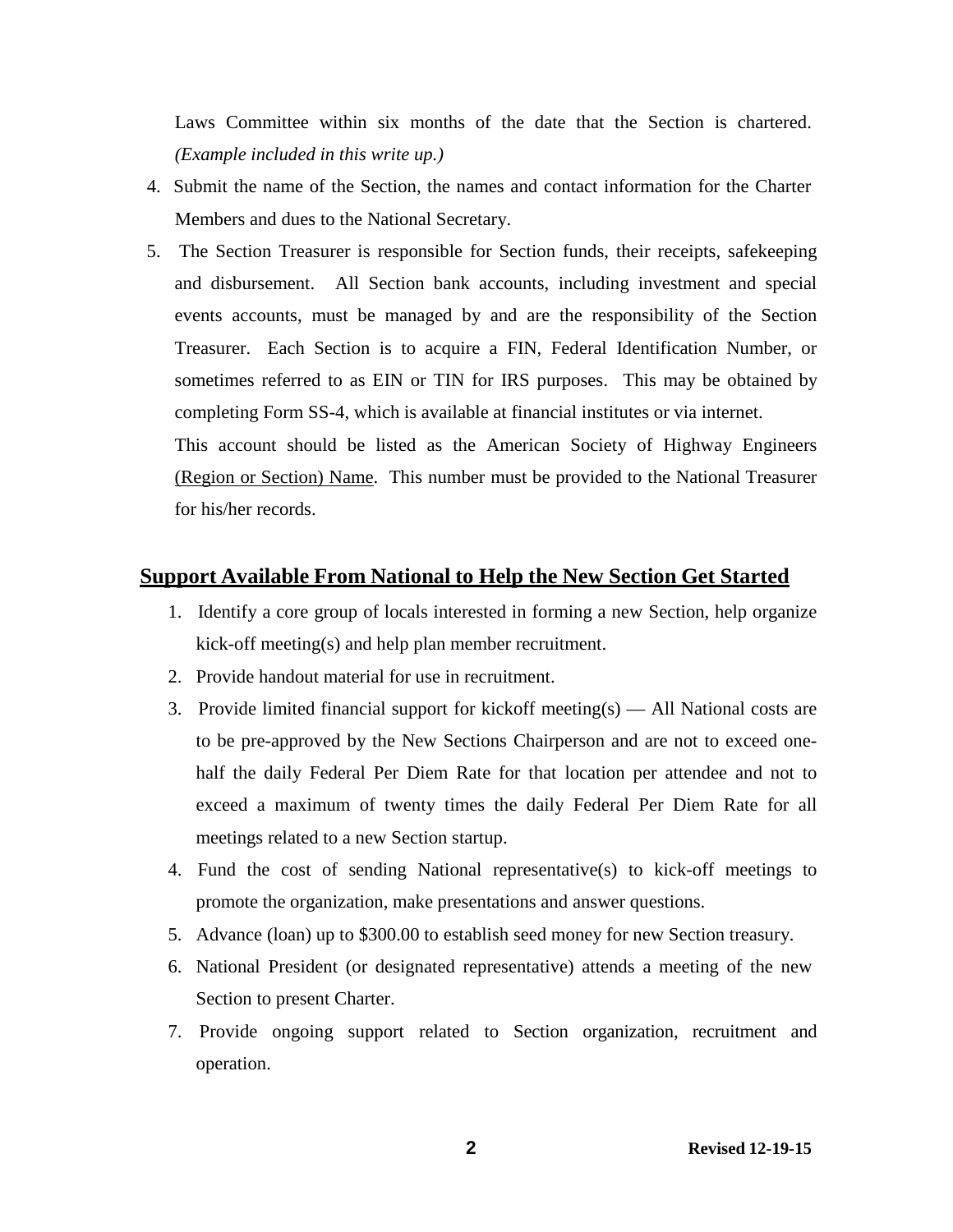Laws Committee within six months of the date that the Section is chartered. *(Example included in this write up.)*

4. Submit the name of the Section, the names and contact information for the Charter Members and dues to the National Secretary.
5. The Section Treasurer is responsible for Section funds, their receipts, safekeeping and disbursement. All Section bank accounts, including investment and special events accounts, must be managed by and are the responsibility of the Section Treasurer. Each Section is to acquire a FIN, Federal Identification Number, or sometimes referred to as EIN or TIN for IRS purposes. This may be obtained by completing Form SS-4, which is available at financial institutes or via internet.

   This account should be listed as the American Society of Highway Engineers <u>(Region or Section) Name</u>. This number must be provided to the National Treasurer for his/her records.

## Support Available From National to Help the New Section Get Started

1. Identify a core group of locals interested in forming a new Section, help organize kick-off meeting(s) and help plan member recruitment.
2. Provide handout material for use in recruitment.
3. Provide limited financial support for kickoff meeting(s) — All National costs are to be pre-approved by the New Sections Chairperson and are not to exceed one-half the daily Federal Per Diem Rate for that location per attendee and not to exceed a maximum of twenty times the daily Federal Per Diem Rate for all meetings related to a new Section startup.
4. Fund the cost of sending National representative(s) to kick-off meetings to promote the organization, make presentations and answer questions.
5. Advance (loan) up to $300.00 to establish seed money for new Section treasury.
6. National President (or designated representative) attends a meeting of the new Section to present Charter.
7. Provide ongoing support related to Section organization, recruitment and operation.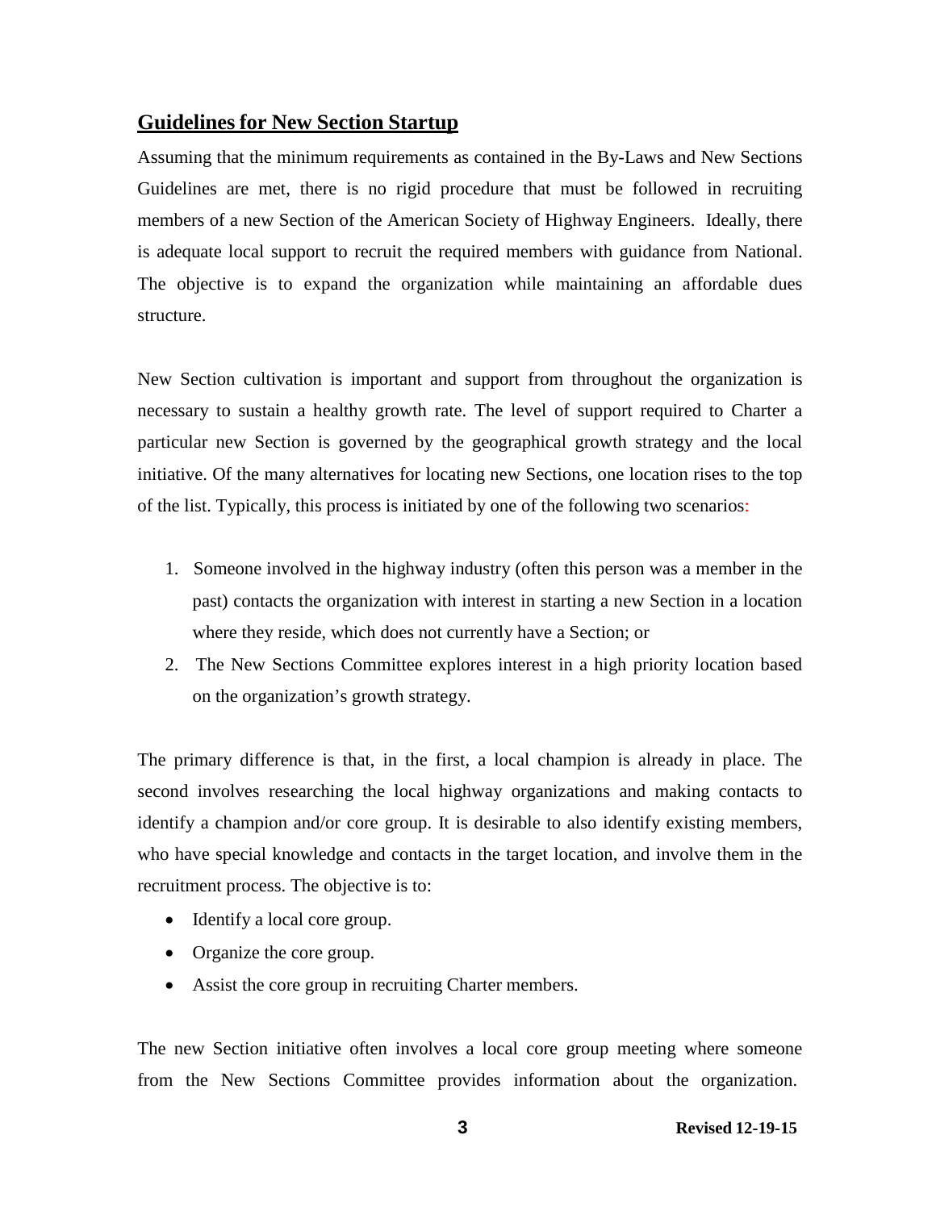## Guidelines for New Section Startup

Assuming that the minimum requirements as contained in the By-Laws and New Sections Guidelines are met, there is no rigid procedure that must be followed in recruiting members of a new Section of the American Society of Highway Engineers. Ideally, there is adequate local support to recruit the required members with guidance from National. The objective is to expand the organization while maintaining an affordable dues structure.

New Section cultivation is important and support from throughout the organization is necessary to sustain a healthy growth rate. The level of support required to Charter a particular new Section is governed by the geographical growth strategy and the local initiative. Of the many alternatives for locating new Sections, one location rises to the top of the list. Typically, this process is initiated by one of the following two scenarios:

1. Someone involved in the highway industry (often this person was a member in the past) contacts the organization with interest in starting a new Section in a location where they reside, which does not currently have a Section; or
2. The New Sections Committee explores interest in a high priority location based on the organization's growth strategy.

The primary difference is that, in the first, a local champion is already in place. The second involves researching the local highway organizations and making contacts to identify a champion and/or core group. It is desirable to also identify existing members, who have special knowledge and contacts in the target location, and involve them in the recruitment process. The objective is to:

- Identify a local core group.
- Organize the core group.
- Assist the core group in recruiting Charter members.

The new Section initiative often involves a local core group meeting where someone from the New Sections Committee provides information about the organization.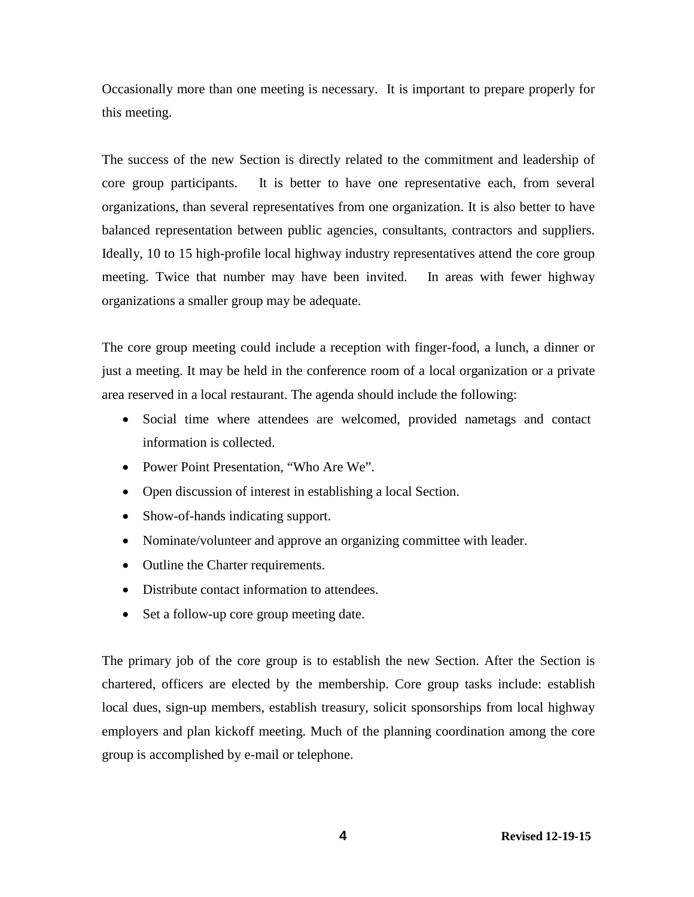Occasionally more than one meeting is necessary. It is important to prepare properly for this meeting.

The success of the new Section is directly related to the commitment and leadership of core group participants. It is better to have one representative each, from several organizations, than several representatives from one organization. It is also better to have balanced representation between public agencies, consultants, contractors and suppliers. Ideally, 10 to 15 high-profile local highway industry representatives attend the core group meeting. Twice that number may have been invited. In areas with fewer highway organizations a smaller group may be adequate.

The core group meeting could include a reception with finger-food, a lunch, a dinner or just a meeting. It may be held in the conference room of a local organization or a private area reserved in a local restaurant. The agenda should include the following:

- Social time where attendees are welcomed, provided nametags and contact information is collected.
- Power Point Presentation, "Who Are We".
- Open discussion of interest in establishing a local Section.
- Show-of-hands indicating support.
- Nominate/volunteer and approve an organizing committee with leader.
- Outline the Charter requirements.
- Distribute contact information to attendees.
- Set a follow-up core group meeting date.

The primary job of the core group is to establish the new Section. After the Section is chartered, officers are elected by the membership. Core group tasks include: establish local dues, sign-up members, establish treasury, solicit sponsorships from local highway employers and plan kickoff meeting. Much of the planning coordination among the core group is accomplished by e-mail or telephone.

**Revised 12-19-15**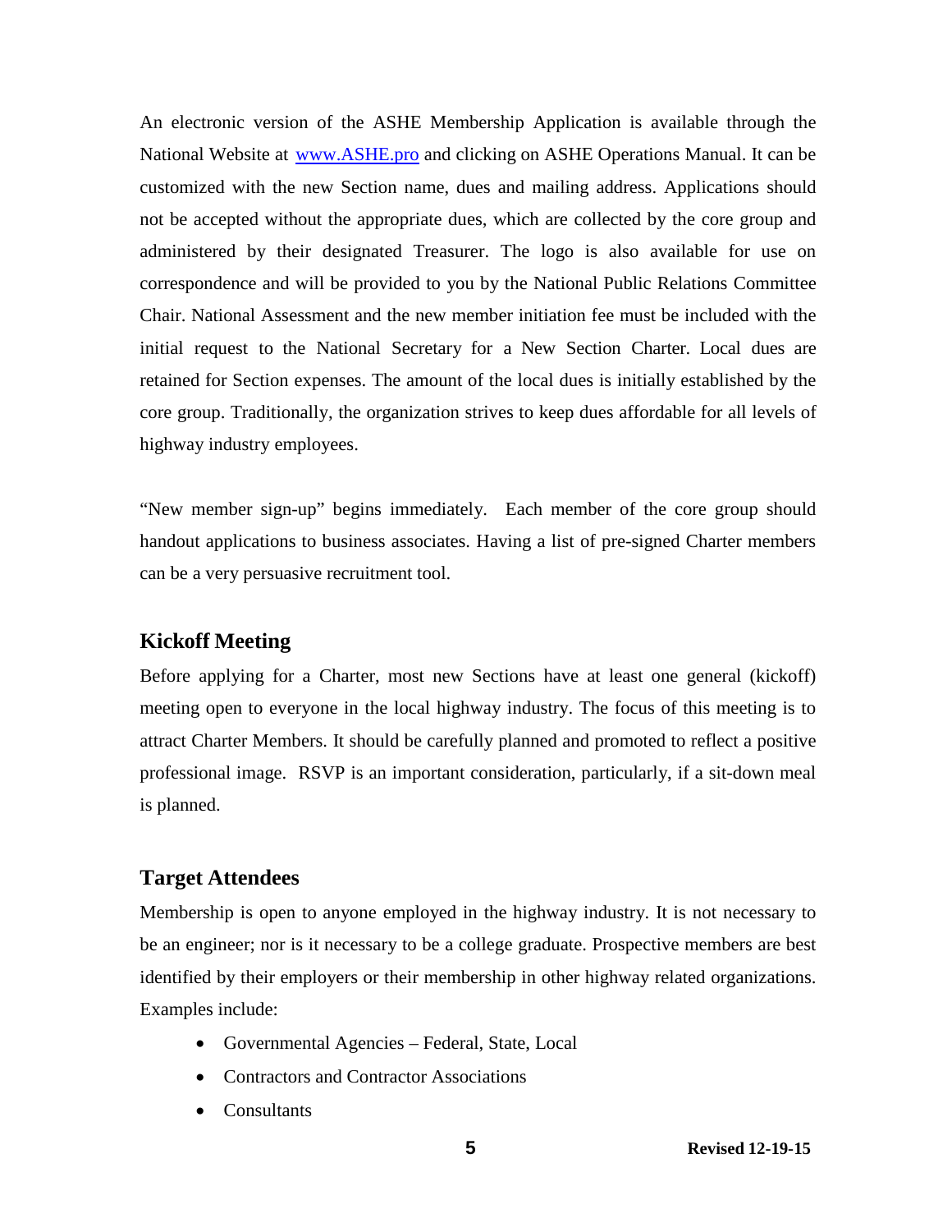An electronic version of the ASHE Membership Application is available through the National Website at [www.ASHE.pro](http://www.ASHE.pro) and clicking on ASHE Operations Manual. It can be customized with the new Section name, dues and mailing address. Applications should not be accepted without the appropriate dues, which are collected by the core group and administered by their designated Treasurer. The logo is also available for use on correspondence and will be provided to you by the National Public Relations Committee Chair. National Assessment and the new member initiation fee must be included with the initial request to the National Secretary for a New Section Charter. Local dues are retained for Section expenses. The amount of the local dues is initially established by the core group. Traditionally, the organization strives to keep dues affordable for all levels of highway industry employees.

"New member sign-up" begins immediately. Each member of the core group should handout applications to business associates. Having a list of pre-signed Charter members can be a very persuasive recruitment tool.

## Kickoff Meeting

Before applying for a Charter, most new Sections have at least one general (kickoff) meeting open to everyone in the local highway industry. The focus of this meeting is to attract Charter Members. It should be carefully planned and promoted to reflect a positive professional image. RSVP is an important consideration, particularly, if a sit-down meal is planned.

## Target Attendees

Membership is open to anyone employed in the highway industry. It is not necessary to be an engineer; nor is it necessary to be a college graduate. Prospective members are best identified by their employers or their membership in other highway related organizations. Examples include:

- Governmental Agencies – Federal, State, Local
- Contractors and Contractor Associations
- Consultants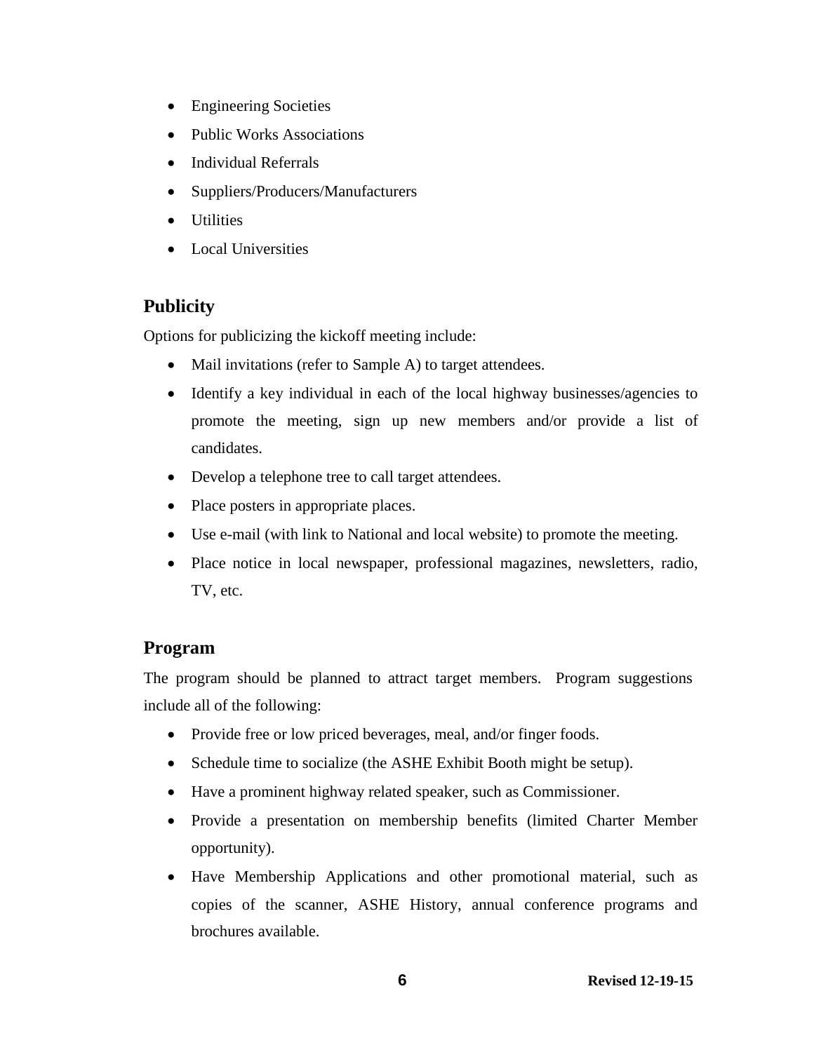- Engineering Societies
- Public Works Associations
- Individual Referrals
- Suppliers/Producers/Manufacturers
- Utilities
- Local Universities

## Publicity

Options for publicizing the kickoff meeting include:

- Mail invitations (refer to Sample A) to target attendees.
- Identify a key individual in each of the local highway businesses/agencies to promote the meeting, sign up new members and/or provide a list of candidates.
- Develop a telephone tree to call target attendees.
- Place posters in appropriate places.
- Use e-mail (with link to National and local website) to promote the meeting.
- Place notice in local newspaper, professional magazines, newsletters, radio, TV, etc.

## Program

The program should be planned to attract target members. Program suggestions include all of the following:

- Provide free or low priced beverages, meal, and/or finger foods.
- Schedule time to socialize (the ASHE Exhibit Booth might be setup).
- Have a prominent highway related speaker, such as Commissioner.
- Provide a presentation on membership benefits (limited Charter Member opportunity).
- Have Membership Applications and other promotional material, such as copies of the scanner, ASHE History, annual conference programs and brochures available.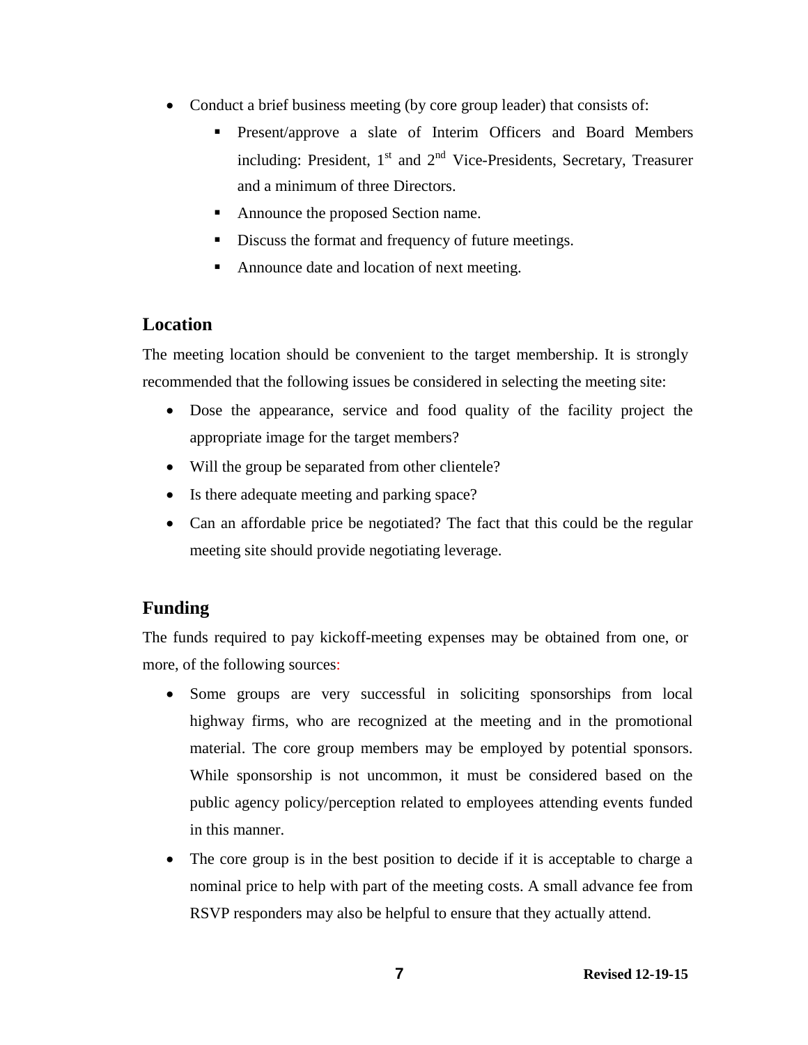- Conduct a brief business meeting (by core group leader) that consists of:
  - Present/approve a slate of Interim Officers and Board Members including: President, 1$^{st}$ and 2$^{nd}$ Vice-Presidents, Secretary, Treasurer and a minimum of three Directors.
  - Announce the proposed Section name.
  - Discuss the format and frequency of future meetings.
  - Announce date and location of next meeting.

## Location

The meeting location should be convenient to the target membership. It is strongly recommended that the following issues be considered in selecting the meeting site:

- Dose the appearance, service and food quality of the facility project the appropriate image for the target members?
- Will the group be separated from other clientele?
- Is there adequate meeting and parking space?
- Can an affordable price be negotiated? The fact that this could be the regular meeting site should provide negotiating leverage.

## Funding

The funds required to pay kickoff-meeting expenses may be obtained from one, or more, of the following sources:

- Some groups are very successful in soliciting sponsorships from local highway firms, who are recognized at the meeting and in the promotional material. The core group members may be employed by potential sponsors. While sponsorship is not uncommon, it must be considered based on the public agency policy/perception related to employees attending events funded in this manner.
- The core group is in the best position to decide if it is acceptable to charge a nominal price to help with part of the meeting costs. A small advance fee from RSVP responders may also be helpful to ensure that they actually attend.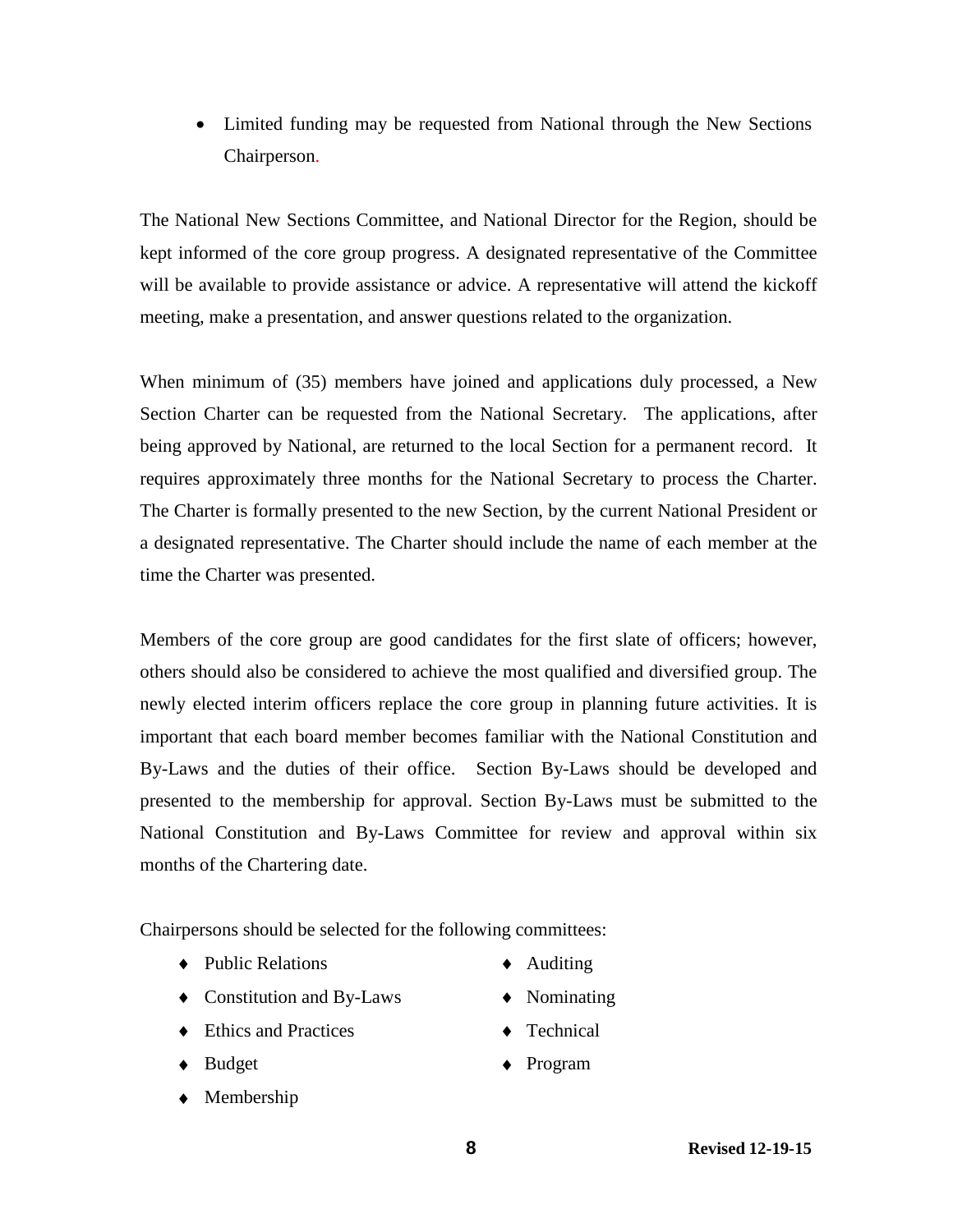- Limited funding may be requested from National through the New Sections Chairperson.

The National New Sections Committee, and National Director for the Region, should be kept informed of the core group progress. A designated representative of the Committee will be available to provide assistance or advice. A representative will attend the kickoff meeting, make a presentation, and answer questions related to the organization.

When minimum of (35) members have joined and applications duly processed, a New Section Charter can be requested from the National Secretary. The applications, after being approved by National, are returned to the local Section for a permanent record. It requires approximately three months for the National Secretary to process the Charter. The Charter is formally presented to the new Section, by the current National President or a designated representative. The Charter should include the name of each member at the time the Charter was presented.

Members of the core group are good candidates for the first slate of officers; however, others should also be considered to achieve the most qualified and diversified group. The newly elected interim officers replace the core group in planning future activities. It is important that each board member becomes familiar with the National Constitution and By-Laws and the duties of their office. Section By-Laws should be developed and presented to the membership for approval. Section By-Laws must be submitted to the National Constitution and By-Laws Committee for review and approval within six months of the Chartering date.

Chairpersons should be selected for the following committees:

- Public Relations
- Constitution and By-Laws
- Ethics and Practices
- Budget
- Membership
- Auditing
- Nominating
- Technical
- Program

Revised 12-19-15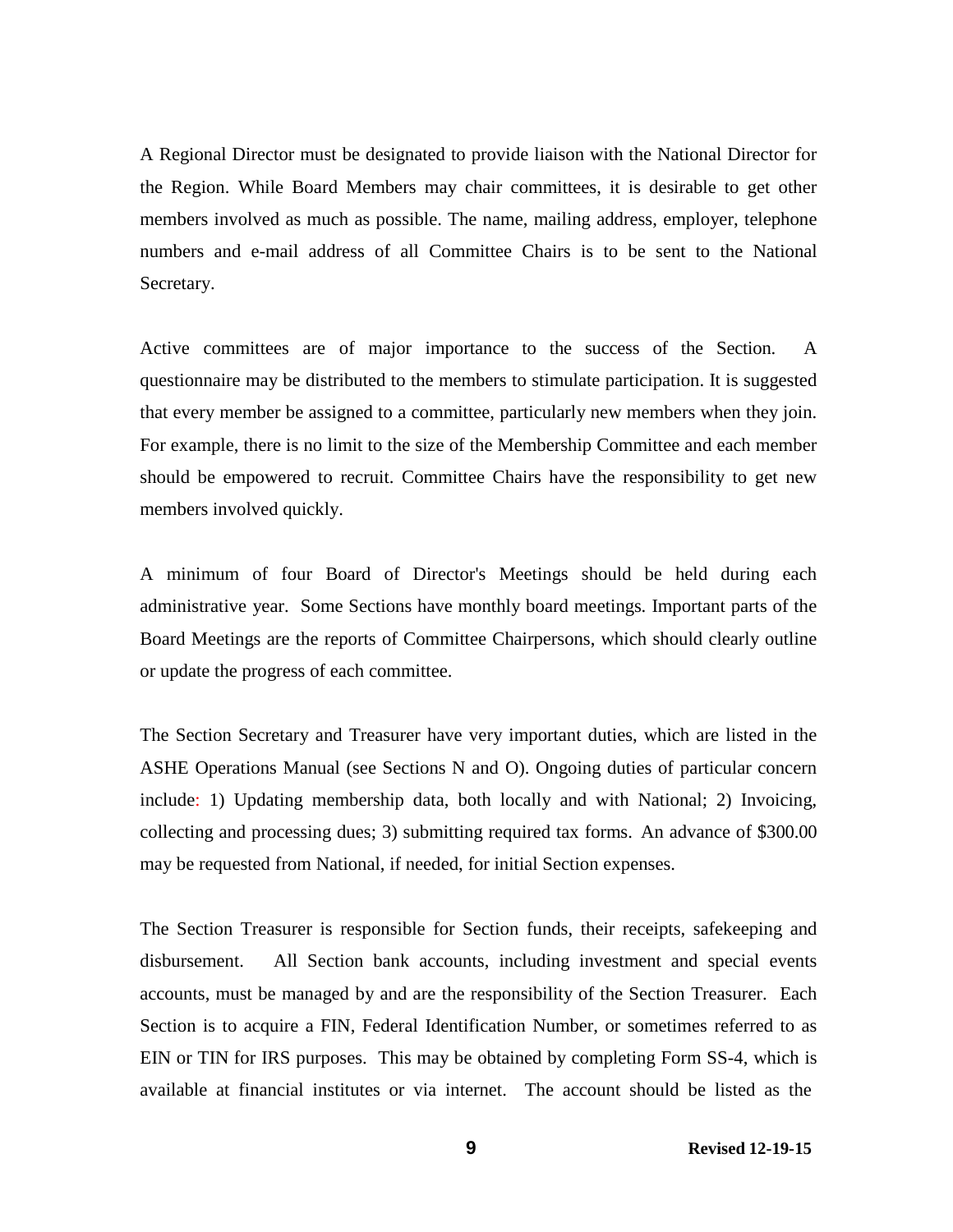A Regional Director must be designated to provide liaison with the National Director for the Region. While Board Members may chair committees, it is desirable to get other members involved as much as possible. The name, mailing address, employer, telephone numbers and e-mail address of all Committee Chairs is to be sent to the National Secretary.

Active committees are of major importance to the success of the Section. A questionnaire may be distributed to the members to stimulate participation. It is suggested that every member be assigned to a committee, particularly new members when they join. For example, there is no limit to the size of the Membership Committee and each member should be empowered to recruit. Committee Chairs have the responsibility to get new members involved quickly.

A minimum of four Board of Director's Meetings should be held during each administrative year. Some Sections have monthly board meetings. Important parts of the Board Meetings are the reports of Committee Chairpersons, which should clearly outline or update the progress of each committee.

The Section Secretary and Treasurer have very important duties, which are listed in the ASHE Operations Manual (see Sections N and O). Ongoing duties of particular concern include: 1) Updating membership data, both locally and with National; 2) Invoicing, collecting and processing dues; 3) submitting required tax forms. An advance of $300.00 may be requested from National, if needed, for initial Section expenses.

The Section Treasurer is responsible for Section funds, their receipts, safekeeping and disbursement. All Section bank accounts, including investment and special events accounts, must be managed by and are the responsibility of the Section Treasurer. Each Section is to acquire a FIN, Federal Identification Number, or sometimes referred to as EIN or TIN for IRS purposes. This may be obtained by completing Form SS-4, which is available at financial institutes or via internet. The account should be listed as the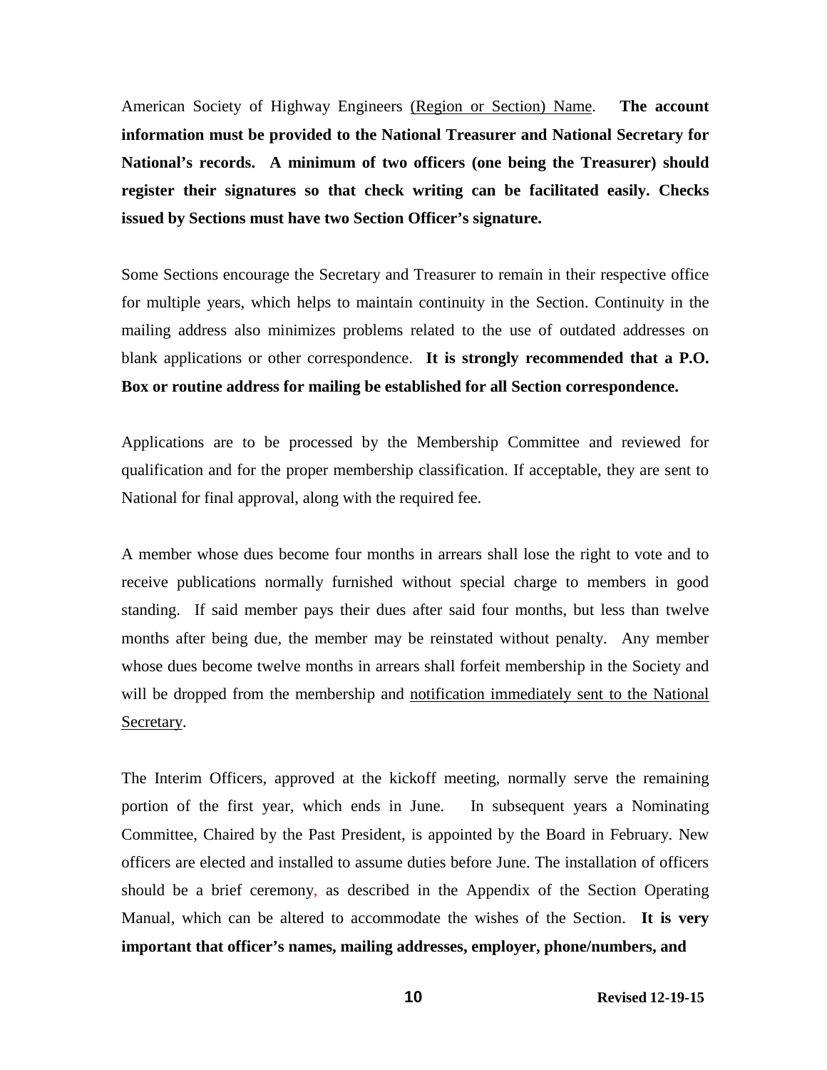American Society of Highway Engineers <u>(Region or Section) Name</u>. **The account information must be provided to the National Treasurer and National Secretary for National's records. A minimum of two officers (one being the Treasurer) should register their signatures so that check writing can be facilitated easily. Checks issued by Sections must have two Section Officer's signature.**

Some Sections encourage the Secretary and Treasurer to remain in their respective office for multiple years, which helps to maintain continuity in the Section. Continuity in the mailing address also minimizes problems related to the use of outdated addresses on blank applications or other correspondence. **It is strongly recommended that a P.O. Box or routine address for mailing be established for all Section correspondence.**

Applications are to be processed by the Membership Committee and reviewed for qualification and for the proper membership classification. If acceptable, they are sent to National for final approval, along with the required fee.

A member whose dues become four months in arrears shall lose the right to vote and to receive publications normally furnished without special charge to members in good standing. If said member pays their dues after said four months, but less than twelve months after being due, the member may be reinstated without penalty. Any member whose dues become twelve months in arrears shall forfeit membership in the Society and will be dropped from the membership and <u>notification immediately sent to the National Secretary</u>.

The Interim Officers, approved at the kickoff meeting, normally serve the remaining portion of the first year, which ends in June. In subsequent years a Nominating Committee, Chaired by the Past President, is appointed by the Board in February. New officers are elected and installed to assume duties before June. The installation of officers should be a brief ceremony, as described in the Appendix of the Section Operating Manual, which can be altered to accommodate the wishes of the Section. **It is very important that officer's names, mailing addresses, employer, phone/numbers, and**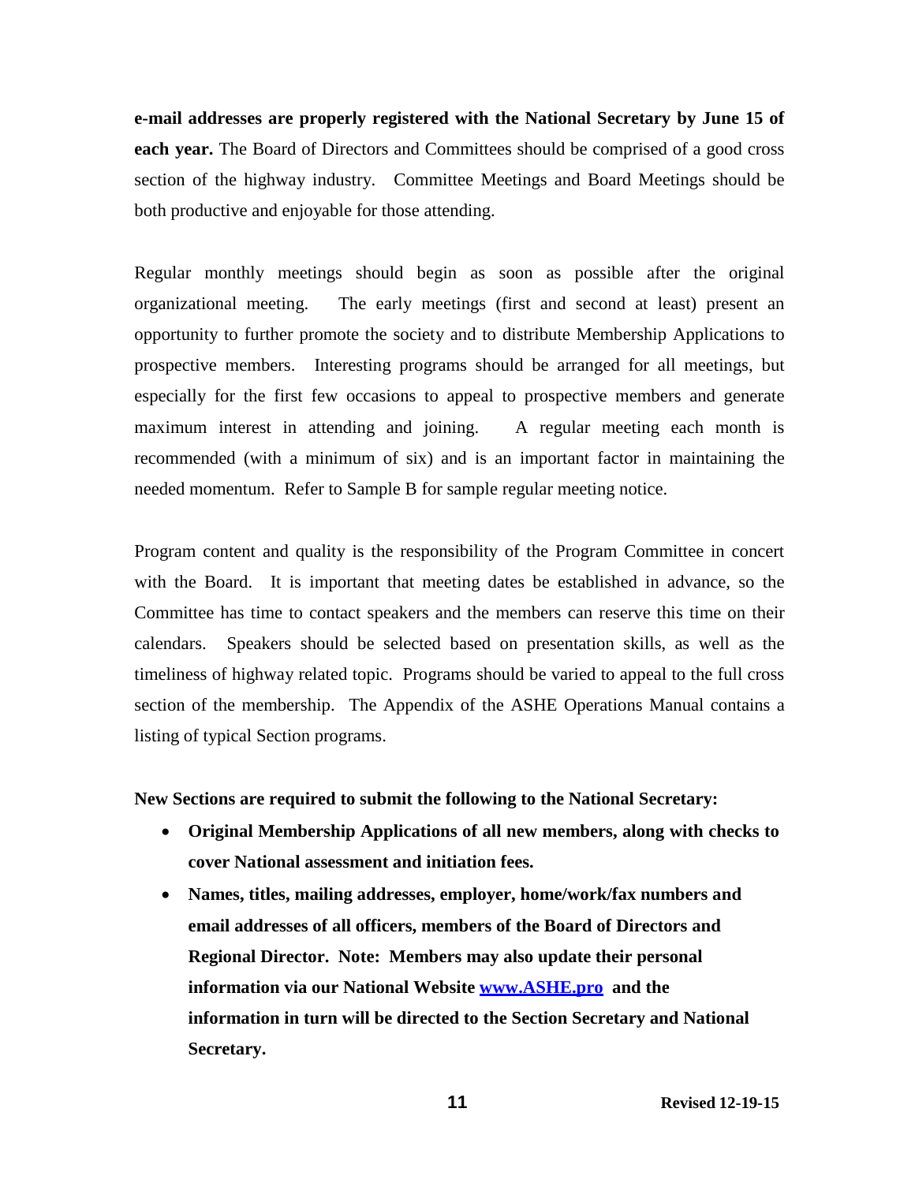**e-mail addresses are properly registered with the National Secretary by June 15 of each year.** The Board of Directors and Committees should be comprised of a good cross section of the highway industry. Committee Meetings and Board Meetings should be both productive and enjoyable for those attending.

Regular monthly meetings should begin as soon as possible after the original organizational meeting. The early meetings (first and second at least) present an opportunity to further promote the society and to distribute Membership Applications to prospective members. Interesting programs should be arranged for all meetings, but especially for the first few occasions to appeal to prospective members and generate maximum interest in attending and joining. A regular meeting each month is recommended (with a minimum of six) and is an important factor in maintaining the needed momentum. Refer to Sample B for sample regular meeting notice.

Program content and quality is the responsibility of the Program Committee in concert with the Board. It is important that meeting dates be established in advance, so the Committee has time to contact speakers and the members can reserve this time on their calendars. Speakers should be selected based on presentation skills, as well as the timeliness of highway related topic. Programs should be varied to appeal to the full cross section of the membership. The Appendix of the ASHE Operations Manual contains a listing of typical Section programs.

**New Sections are required to submit the following to the National Secretary:**

- **Original Membership Applications of all new members, along with checks to cover National assessment and initiation fees.**
- **Names, titles, mailing addresses, employer, home/work/fax numbers and email addresses of all officers, members of the Board of Directors and Regional Director. Note: Members may also update their personal information via our National Website [www.ASHE.pro](www.ASHE.pro) and the information in turn will be directed to the Section Secretary and National Secretary.**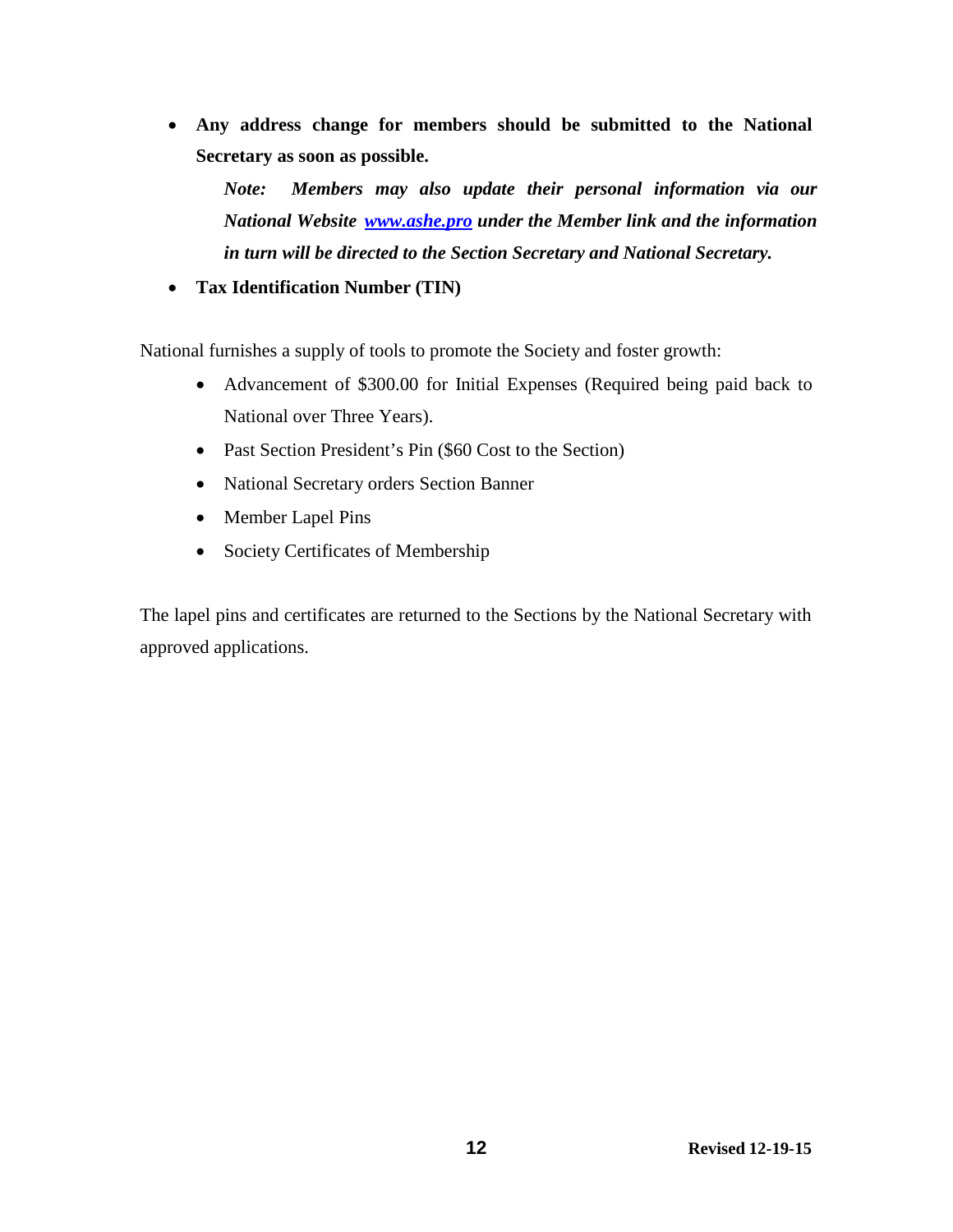- **Any address change for members should be submitted to the National Secretary as soon as possible.**

  ***Note: Members may also update their personal information via our National Website [www.ashe.pro](http://www.ashe.pro) under the Member link and the information in turn will be directed to the Section Secretary and National Secretary.***

- **Tax Identification Number (TIN)**

National furnishes a supply of tools to promote the Society and foster growth:

- Advancement of $300.00 for Initial Expenses (Required being paid back to National over Three Years).
- Past Section President's Pin ($60 Cost to the Section)
- National Secretary orders Section Banner
- Member Lapel Pins
- Society Certificates of Membership

The lapel pins and certificates are returned to the Sections by the National Secretary with approved applications.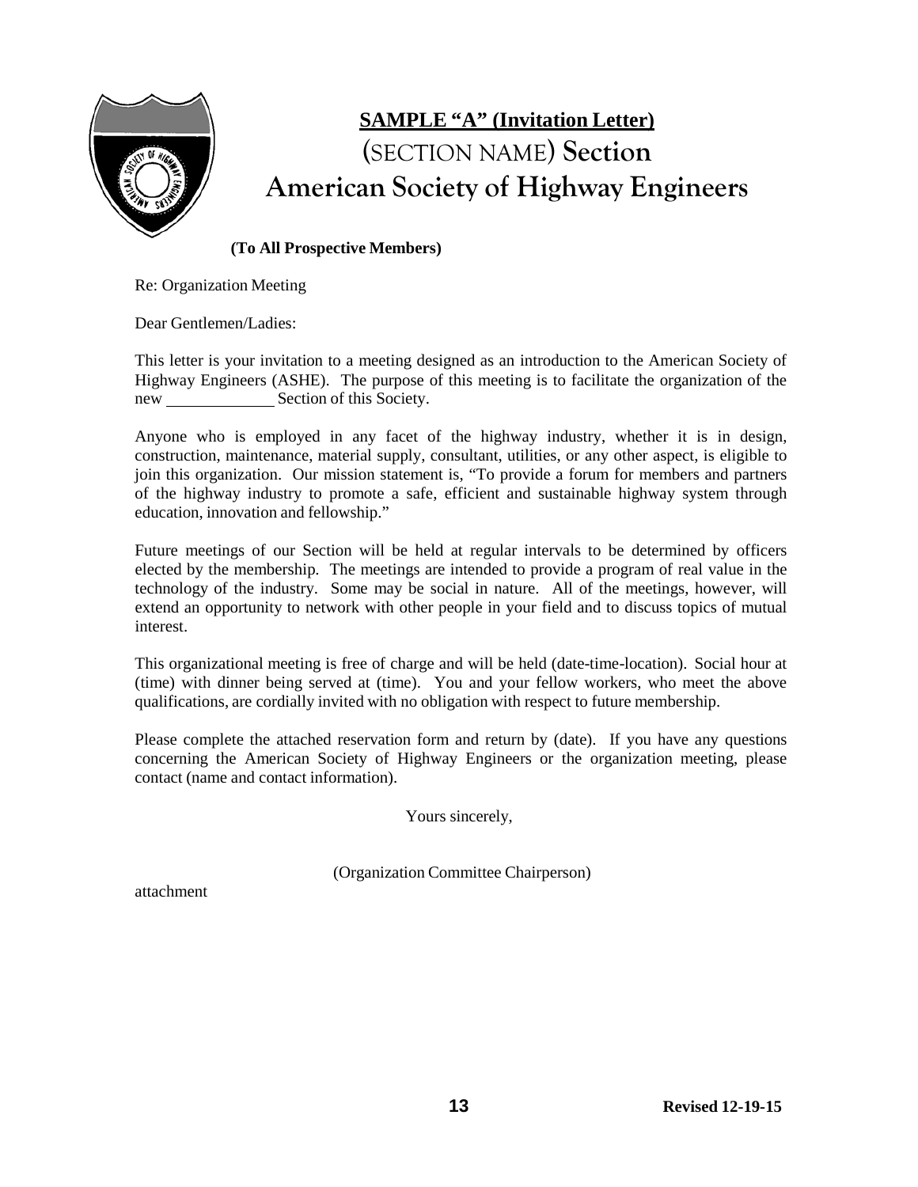## SAMPLE "A" (Invitation Letter)

# (SECTION NAME) Section
# American Society of Highway Engineers

**(To All Prospective Members)**

Re: Organization Meeting

Dear Gentlemen/Ladies:

This letter is your invitation to a meeting designed as an introduction to the American Society of Highway Engineers (ASHE). The purpose of this meeting is to facilitate the organization of the new _____________ Section of this Society.

Anyone who is employed in any facet of the highway industry, whether it is in design, construction, maintenance, material supply, consultant, utilities, or any other aspect, is eligible to join this organization. Our mission statement is, "To provide a forum for members and partners of the highway industry to promote a safe, efficient and sustainable highway system through education, innovation and fellowship."

Future meetings of our Section will be held at regular intervals to be determined by officers elected by the membership. The meetings are intended to provide a program of real value in the technology of the industry. Some may be social in nature. All of the meetings, however, will extend an opportunity to network with other people in your field and to discuss topics of mutual interest.

This organizational meeting is free of charge and will be held (date-time-location). Social hour at (time) with dinner being served at (time). You and your fellow workers, who meet the above qualifications, are cordially invited with no obligation with respect to future membership.

Please complete the attached reservation form and return by (date). If you have any questions concerning the American Society of Highway Engineers or the organization meeting, please contact (name and contact information).

Yours sincerely,

(Organization Committee Chairperson)

attachment

Revised 12-19-15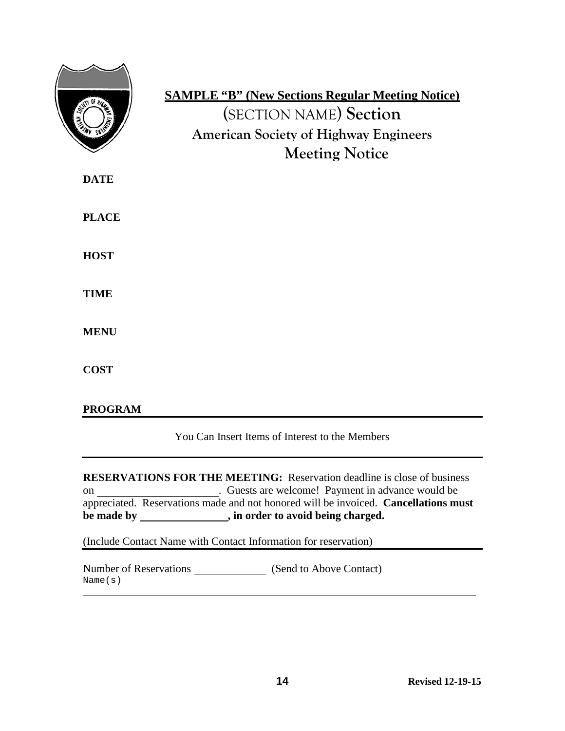**SAMPLE “B” (New Sections Regular Meeting Notice)**

# (SECTION NAME) Section
## American Society of Highway Engineers
## Meeting Notice

**DATE**

**PLACE**

**HOST**

**TIME**

**MENU**

**COST**

**PROGRAM**

---

You Can Insert Items of Interest to the Members

---

**RESERVATIONS FOR THE MEETING:** Reservation deadline is close of business on ______________________. Guests are welcome! Payment in advance would be appreciated. Reservations made and not honored will be invoiced. **Cancellations must be made by ________________, in order to avoid being charged.**

(Include Contact Name with Contact Information for reservation)

---

Number of Reservations _____________ (Send to Above Contact)
Name(s)

---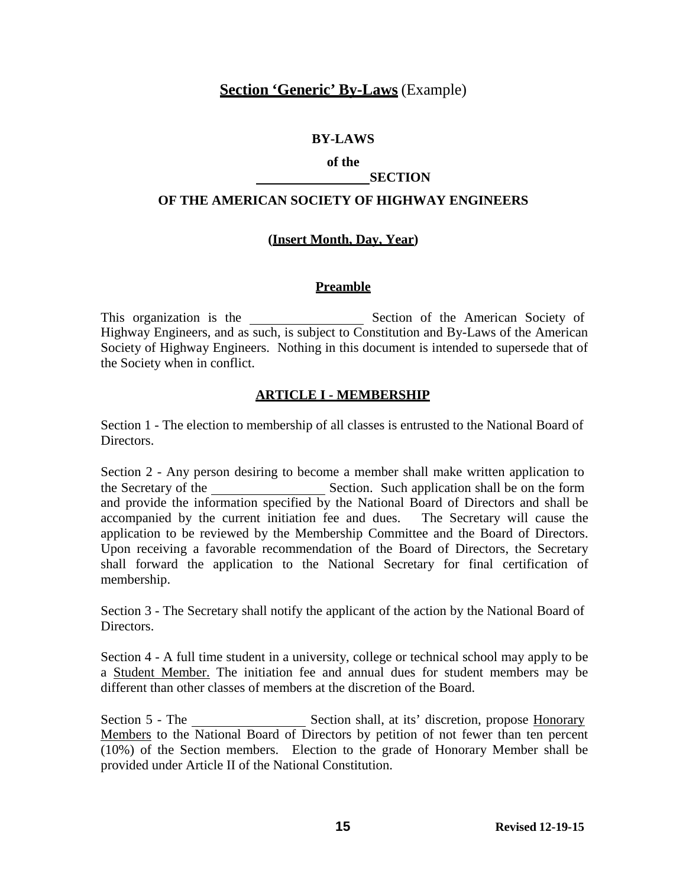## **Section 'Generic' By-Laws** (Example)

**BY-LAWS**

**of the**

**\_\_\_\_\_\_\_\_\_\_\_\_\_\_\_\_ SECTION**

**OF THE AMERICAN SOCIETY OF HIGHWAY ENGINEERS**

**(Insert Month, Day, Year)**

### **Preamble**

This organization is the \_\_\_\_\_\_\_\_\_\_\_\_\_\_\_\_ Section of the American Society of Highway Engineers, and as such, is subject to Constitution and By-Laws of the American Society of Highway Engineers. Nothing in this document is intended to supersede that of the Society when in conflict.

### **ARTICLE I - MEMBERSHIP**

Section 1 - The election to membership of all classes is entrusted to the National Board of Directors.

Section 2 - Any person desiring to become a member shall make written application to the Secretary of the \_\_\_\_\_\_\_\_\_\_\_\_\_\_\_\_ Section. Such application shall be on the form and provide the information specified by the National Board of Directors and shall be accompanied by the current initiation fee and dues. The Secretary will cause the application to be reviewed by the Membership Committee and the Board of Directors. Upon receiving a favorable recommendation of the Board of Directors, the Secretary shall forward the application to the National Secretary for final certification of membership.

Section 3 - The Secretary shall notify the applicant of the action by the National Board of Directors.

Section 4 - A full time student in a university, college or technical school may apply to be a Student Member. The initiation fee and annual dues for student members may be different than other classes of members at the discretion of the Board.

Section 5 - The \_\_\_\_\_\_\_\_\_\_\_\_\_\_\_\_ Section shall, at its' discretion, propose Honorary Members to the National Board of Directors by petition of not fewer than ten percent (10%) of the Section members. Election to the grade of Honorary Member shall be provided under Article II of the National Constitution.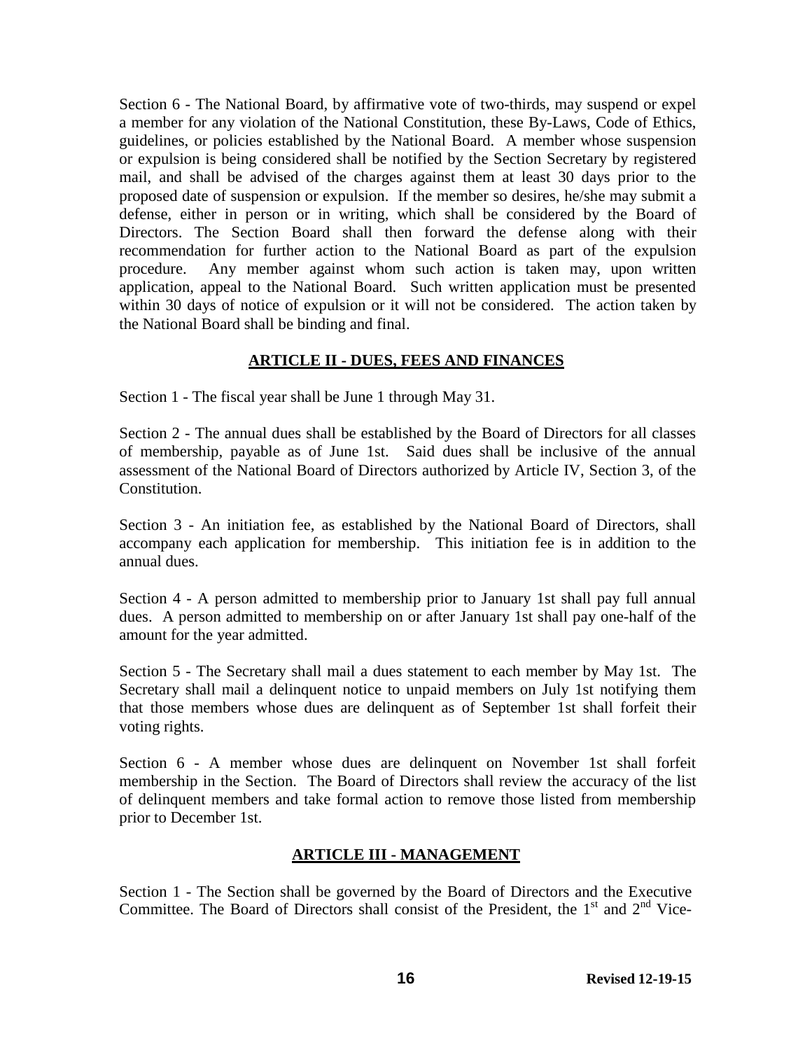Section 6 - The National Board, by affirmative vote of two-thirds, may suspend or expel a member for any violation of the National Constitution, these By-Laws, Code of Ethics, guidelines, or policies established by the National Board. A member whose suspension or expulsion is being considered shall be notified by the Section Secretary by registered mail, and shall be advised of the charges against them at least 30 days prior to the proposed date of suspension or expulsion. If the member so desires, he/she may submit a defense, either in person or in writing, which shall be considered by the Board of Directors. The Section Board shall then forward the defense along with their recommendation for further action to the National Board as part of the expulsion procedure. Any member against whom such action is taken may, upon written application, appeal to the National Board. Such written application must be presented within 30 days of notice of expulsion or it will not be considered. The action taken by the National Board shall be binding and final.

## ARTICLE II - DUES, FEES AND FINANCES

Section 1 - The fiscal year shall be June 1 through May 31.

Section 2 - The annual dues shall be established by the Board of Directors for all classes of membership, payable as of June 1st. Said dues shall be inclusive of the annual assessment of the National Board of Directors authorized by Article IV, Section 3, of the Constitution.

Section 3 - An initiation fee, as established by the National Board of Directors, shall accompany each application for membership. This initiation fee is in addition to the annual dues.

Section 4 - A person admitted to membership prior to January 1st shall pay full annual dues. A person admitted to membership on or after January 1st shall pay one-half of the amount for the year admitted.

Section 5 - The Secretary shall mail a dues statement to each member by May 1st. The Secretary shall mail a delinquent notice to unpaid members on July 1st notifying them that those members whose dues are delinquent as of September 1st shall forfeit their voting rights.

Section 6 - A member whose dues are delinquent on November 1st shall forfeit membership in the Section. The Board of Directors shall review the accuracy of the list of delinquent members and take formal action to remove those listed from membership prior to December 1st.

## ARTICLE III - MANAGEMENT

Section 1 - The Section shall be governed by the Board of Directors and the Executive Committee. The Board of Directors shall consist of the President, the 1st and 2nd Vice-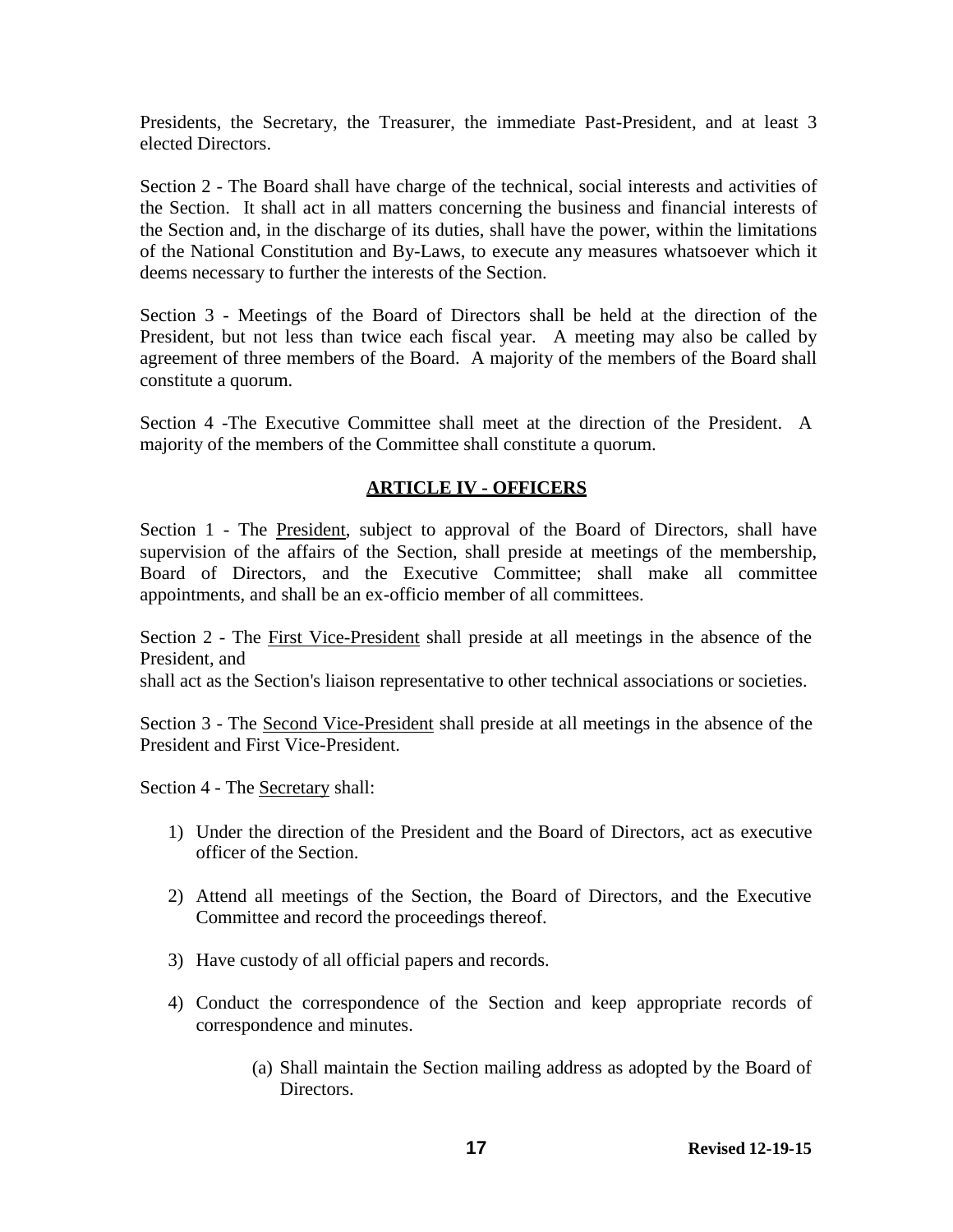Presidents, the Secretary, the Treasurer, the immediate Past-President, and at least 3 elected Directors.

Section 2 - The Board shall have charge of the technical, social interests and activities of the Section. It shall act in all matters concerning the business and financial interests of the Section and, in the discharge of its duties, shall have the power, within the limitations of the National Constitution and By-Laws, to execute any measures whatsoever which it deems necessary to further the interests of the Section.

Section 3 - Meetings of the Board of Directors shall be held at the direction of the President, but not less than twice each fiscal year. A meeting may also be called by agreement of three members of the Board. A majority of the members of the Board shall constitute a quorum.

Section 4 -The Executive Committee shall meet at the direction of the President. A majority of the members of the Committee shall constitute a quorum.

## ARTICLE IV - OFFICERS

Section 1 - The President, subject to approval of the Board of Directors, shall have supervision of the affairs of the Section, shall preside at meetings of the membership, Board of Directors, and the Executive Committee; shall make all committee appointments, and shall be an ex-officio member of all committees.

Section 2 - The First Vice-President shall preside at all meetings in the absence of the President, and
shall act as the Section's liaison representative to other technical associations or societies.

Section 3 - The Second Vice-President shall preside at all meetings in the absence of the President and First Vice-President.

Section 4 - The Secretary shall:

1) Under the direction of the President and the Board of Directors, act as executive officer of the Section.

2) Attend all meetings of the Section, the Board of Directors, and the Executive Committee and record the proceedings thereof.

3) Have custody of all official papers and records.

4) Conduct the correspondence of the Section and keep appropriate records of correspondence and minutes.

    (a) Shall maintain the Section mailing address as adopted by the Board of Directors.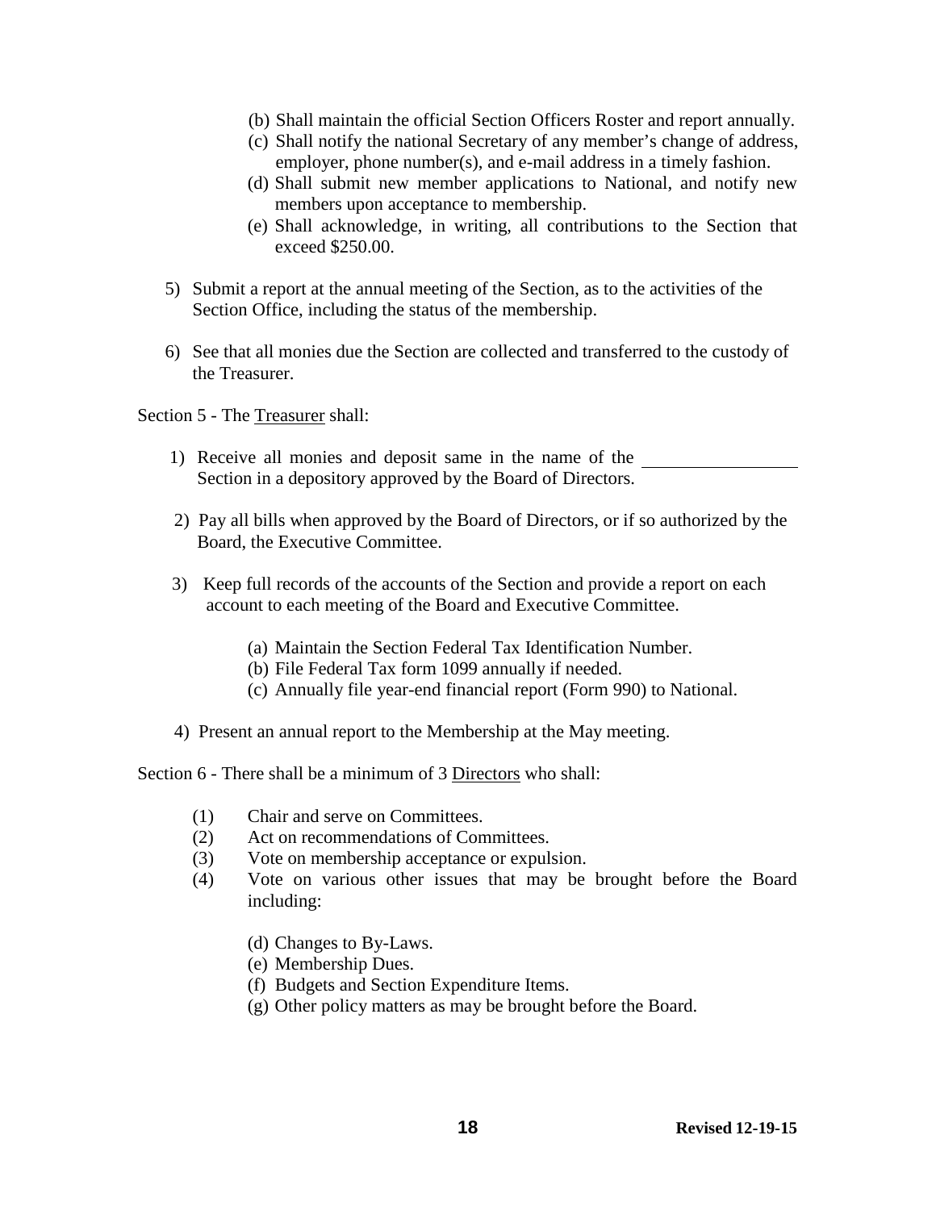(b) Shall maintain the official Section Officers Roster and report annually.
(c) Shall notify the national Secretary of any member's change of address, employer, phone number(s), and e-mail address in a timely fashion.
(d) Shall submit new member applications to National, and notify new members upon acceptance to membership.
(e) Shall acknowledge, in writing, all contributions to the Section that exceed $250.00.

5) Submit a report at the annual meeting of the Section, as to the activities of the Section Office, including the status of the membership.

6) See that all monies due the Section are collected and transferred to the custody of the Treasurer.

Section 5 - The <u>Treasurer</u> shall:

1) Receive all monies and deposit same in the name of the \_\_\_\_\_\_\_\_\_\_\_\_\_\_\_\_ Section in a depository approved by the Board of Directors.

2) Pay all bills when approved by the Board of Directors, or if so authorized by the Board, the Executive Committee.

3) Keep full records of the accounts of the Section and provide a report on each account to each meeting of the Board and Executive Committee.

   (a) Maintain the Section Federal Tax Identification Number.
   (b) File Federal Tax form 1099 annually if needed.
   (c) Annually file year-end financial report (Form 990) to National.

4) Present an annual report to the Membership at the May meeting.

Section 6 - There shall be a minimum of 3 <u>Directors</u> who shall:

(1) Chair and serve on Committees.
(2) Act on recommendations of Committees.
(3) Vote on membership acceptance or expulsion.
(4) Vote on various other issues that may be brought before the Board including:

   (d) Changes to By-Laws.
   (e) Membership Dues.
   (f) Budgets and Section Expenditure Items.
   (g) Other policy matters as may be brought before the Board.

**Revised 12-19-15**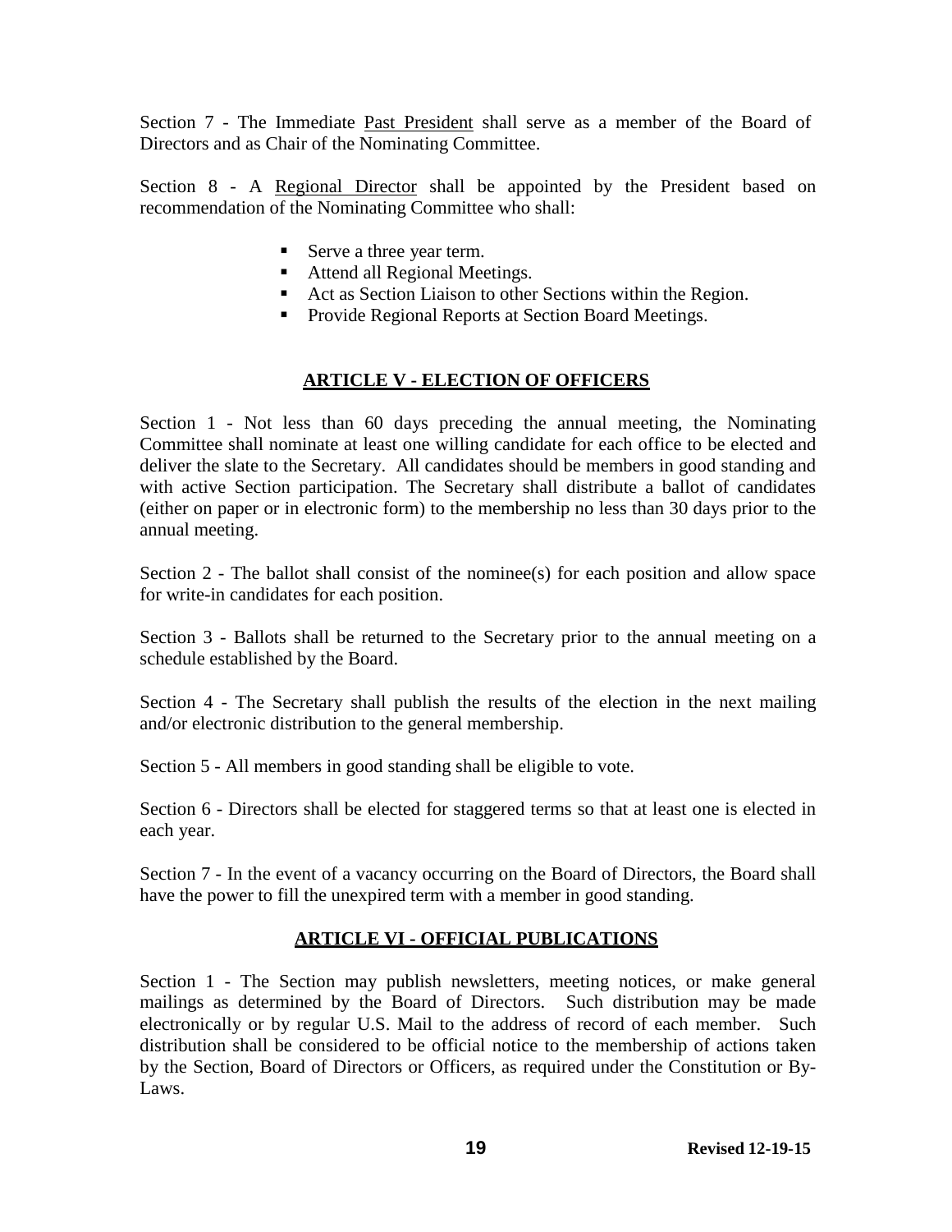Section 7 - The Immediate Past President shall serve as a member of the Board of Directors and as Chair of the Nominating Committee.

Section 8 - A Regional Director shall be appointed by the President based on recommendation of the Nominating Committee who shall:

- Serve a three year term.
- Attend all Regional Meetings.
- Act as Section Liaison to other Sections within the Region.
- Provide Regional Reports at Section Board Meetings.

## ARTICLE V - ELECTION OF OFFICERS

Section 1 - Not less than 60 days preceding the annual meeting, the Nominating Committee shall nominate at least one willing candidate for each office to be elected and deliver the slate to the Secretary. All candidates should be members in good standing and with active Section participation. The Secretary shall distribute a ballot of candidates (either on paper or in electronic form) to the membership no less than 30 days prior to the annual meeting.

Section 2 - The ballot shall consist of the nominee(s) for each position and allow space for write-in candidates for each position.

Section 3 - Ballots shall be returned to the Secretary prior to the annual meeting on a schedule established by the Board.

Section 4 - The Secretary shall publish the results of the election in the next mailing and/or electronic distribution to the general membership.

Section 5 - All members in good standing shall be eligible to vote.

Section 6 - Directors shall be elected for staggered terms so that at least one is elected in each year.

Section 7 - In the event of a vacancy occurring on the Board of Directors, the Board shall have the power to fill the unexpired term with a member in good standing.

## ARTICLE VI - OFFICIAL PUBLICATIONS

Section 1 - The Section may publish newsletters, meeting notices, or make general mailings as determined by the Board of Directors. Such distribution may be made electronically or by regular U.S. Mail to the address of record of each member. Such distribution shall be considered to be official notice to the membership of actions taken by the Section, Board of Directors or Officers, as required under the Constitution or By-Laws.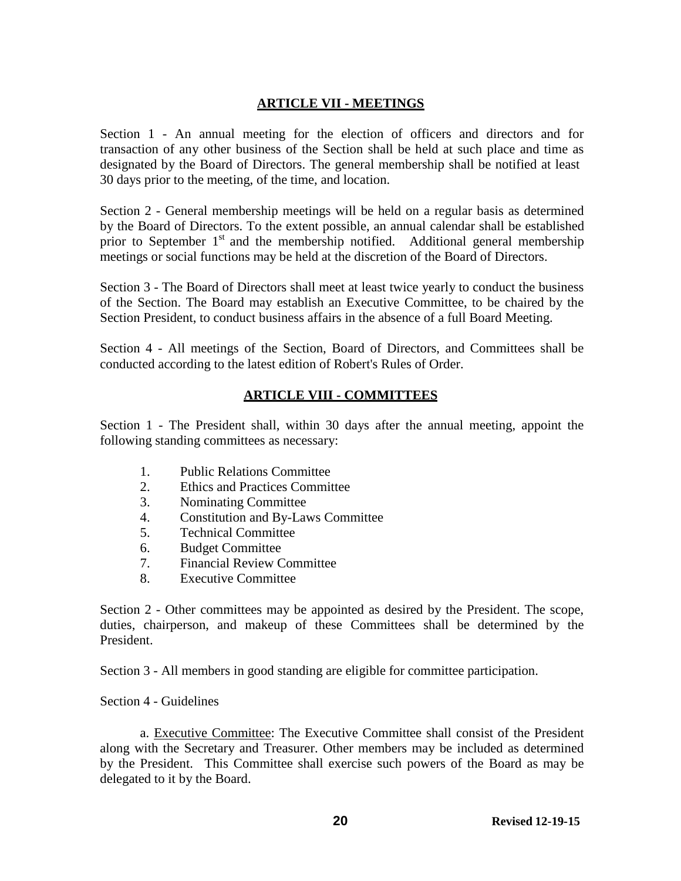## ARTICLE VII - MEETINGS

Section 1 - An annual meeting for the election of officers and directors and for transaction of any other business of the Section shall be held at such place and time as designated by the Board of Directors. The general membership shall be notified at least 30 days prior to the meeting, of the time, and location.

Section 2 - General membership meetings will be held on a regular basis as determined by the Board of Directors. To the extent possible, an annual calendar shall be established prior to September 1st and the membership notified. Additional general membership meetings or social functions may be held at the discretion of the Board of Directors.

Section 3 - The Board of Directors shall meet at least twice yearly to conduct the business of the Section. The Board may establish an Executive Committee, to be chaired by the Section President, to conduct business affairs in the absence of a full Board Meeting.

Section 4 - All meetings of the Section, Board of Directors, and Committees shall be conducted according to the latest edition of Robert's Rules of Order.

## ARTICLE VIII - COMMITTEES

Section 1 - The President shall, within 30 days after the annual meeting, appoint the following standing committees as necessary:

1. Public Relations Committee
2. Ethics and Practices Committee
3. Nominating Committee
4. Constitution and By-Laws Committee
5. Technical Committee
6. Budget Committee
7. Financial Review Committee
8. Executive Committee

Section 2 - Other committees may be appointed as desired by the President. The scope, duties, chairperson, and makeup of these Committees shall be determined by the President.

Section 3 - All members in good standing are eligible for committee participation.

Section 4 - Guidelines

a. Executive Committee: The Executive Committee shall consist of the President along with the Secretary and Treasurer. Other members may be included as determined by the President. This Committee shall exercise such powers of the Board as may be delegated to it by the Board.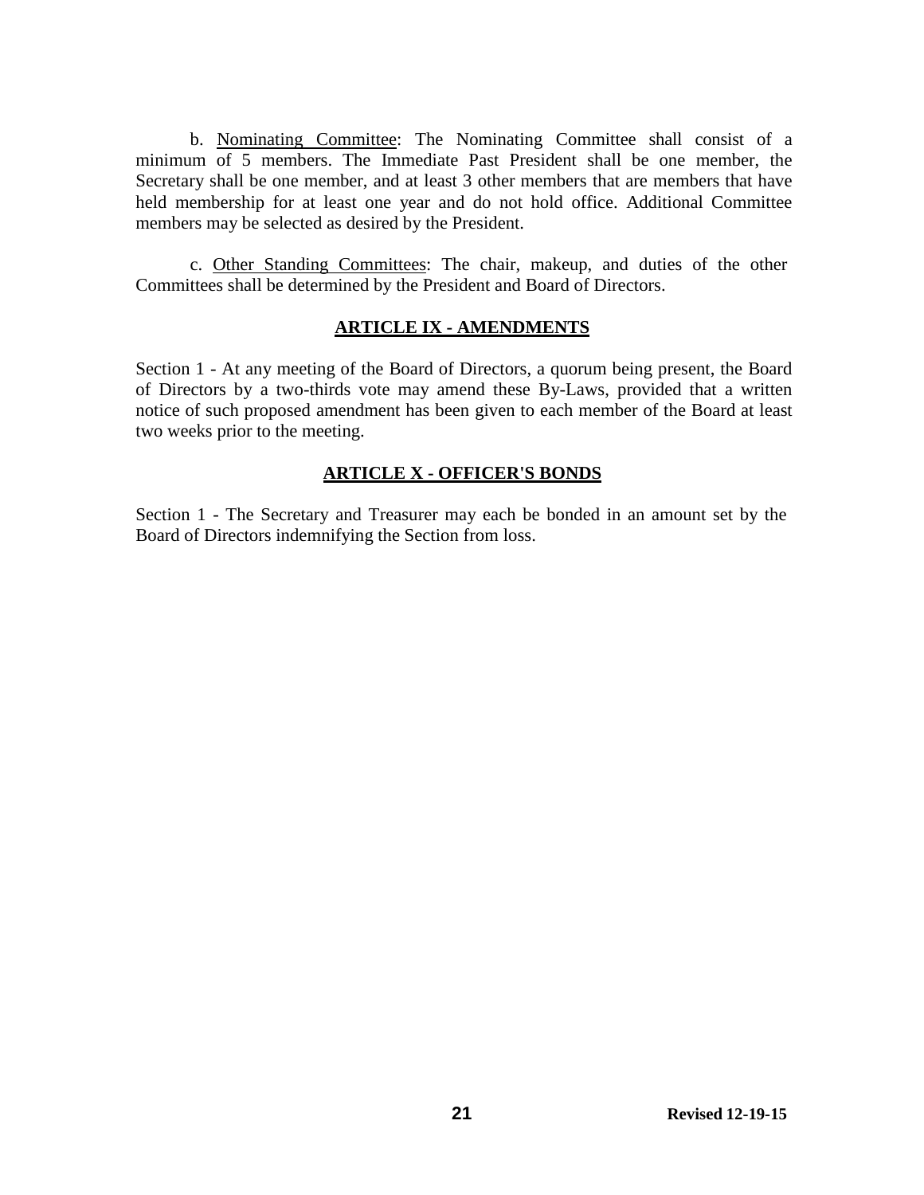b. Nominating Committee: The Nominating Committee shall consist of a minimum of 5 members. The Immediate Past President shall be one member, the Secretary shall be one member, and at least 3 other members that are members that have held membership for at least one year and do not hold office. Additional Committee members may be selected as desired by the President.

c. Other Standing Committees: The chair, makeup, and duties of the other Committees shall be determined by the President and Board of Directors.

## ARTICLE IX - AMENDMENTS

Section 1 - At any meeting of the Board of Directors, a quorum being present, the Board of Directors by a two-thirds vote may amend these By-Laws, provided that a written notice of such proposed amendment has been given to each member of the Board at least two weeks prior to the meeting.

## ARTICLE X - OFFICER'S BONDS

Section 1 - The Secretary and Treasurer may each be bonded in an amount set by the Board of Directors indemnifying the Section from loss.